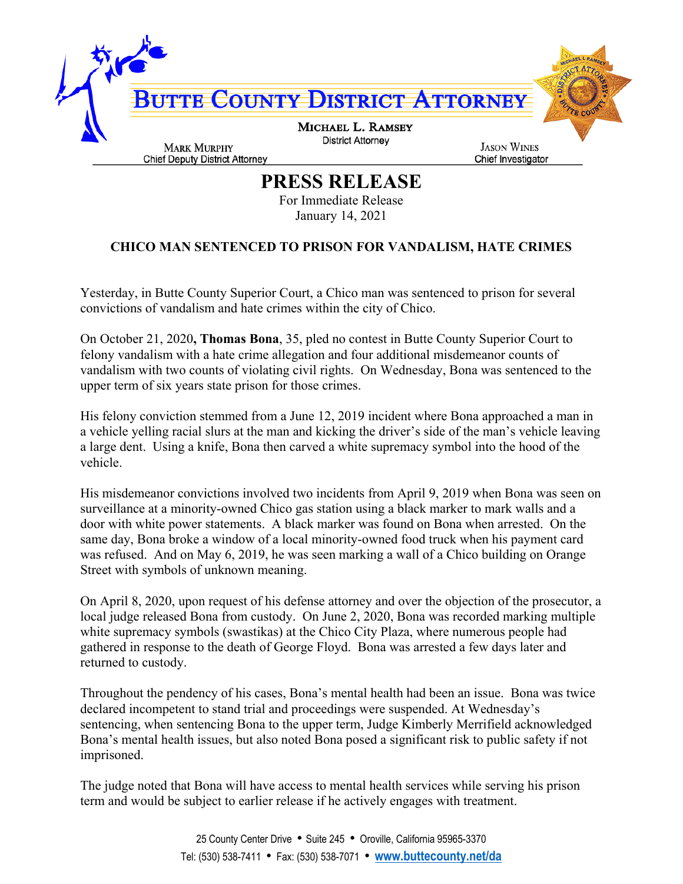# BUTTE COUNTY DISTRICT ATTORNEY

**MICHAEL L. RAMSEY**
District Attorney

**MARK MURPHY**
Chief Deputy District Attorney

**JASON WINES**
Chief Investigator

# PRESS RELEASE

For Immediate Release
January 14, 2021

## CHICO MAN SENTENCED TO PRISON FOR VANDALISM, HATE CRIMES

Yesterday, in Butte County Superior Court, a Chico man was sentenced to prison for several convictions of vandalism and hate crimes within the city of Chico.

On October 21, 2020**, Thomas Bona**, 35, pled no contest in Butte County Superior Court to felony vandalism with a hate crime allegation and four additional misdemeanor counts of vandalism with two counts of violating civil rights. On Wednesday, Bona was sentenced to the upper term of six years state prison for those crimes.

His felony conviction stemmed from a June 12, 2019 incident where Bona approached a man in a vehicle yelling racial slurs at the man and kicking the driver's side of the man's vehicle leaving a large dent. Using a knife, Bona then carved a white supremacy symbol into the hood of the vehicle.

His misdemeanor convictions involved two incidents from April 9, 2019 when Bona was seen on surveillance at a minority-owned Chico gas station using a black marker to mark walls and a door with white power statements. A black marker was found on Bona when arrested. On the same day, Bona broke a window of a local minority-owned food truck when his payment card was refused. And on May 6, 2019, he was seen marking a wall of a Chico building on Orange Street with symbols of unknown meaning.

On April 8, 2020, upon request of his defense attorney and over the objection of the prosecutor, a local judge released Bona from custody. On June 2, 2020, Bona was recorded marking multiple white supremacy symbols (swastikas) at the Chico City Plaza, where numerous people had gathered in response to the death of George Floyd. Bona was arrested a few days later and returned to custody.

Throughout the pendency of his cases, Bona's mental health had been an issue. Bona was twice declared incompetent to stand trial and proceedings were suspended. At Wednesday's sentencing, when sentencing Bona to the upper term, Judge Kimberly Merrifield acknowledged Bona's mental health issues, but also noted Bona posed a significant risk to public safety if not imprisoned.

The judge noted that Bona will have access to mental health services while serving his prison term and would be subject to earlier release if he actively engages with treatment.

25 County Center Drive • Suite 245 • Oroville, California 95965-3370
Tel: (530) 538-7411 • Fax: (530) 538-7071 • www.buttecounty.net/da